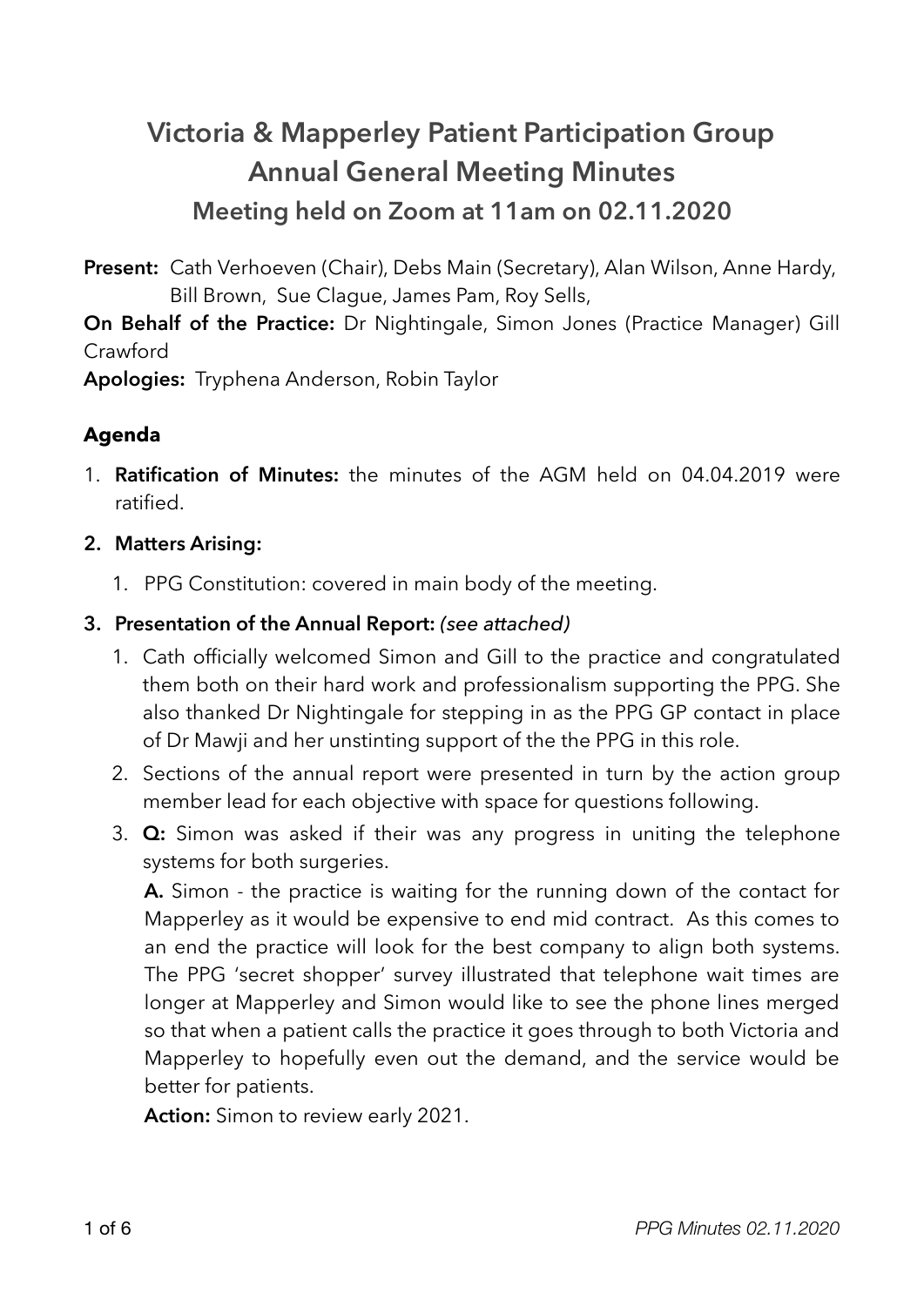# Victoria & Mapperley Patient Participation Group
## Annual General Meeting Minutes
### Meeting held on Zoom at 11am on 02.11.2020

**Present:** Cath Verhoeven (Chair), Debs Main (Secretary), Alan Wilson, Anne Hardy, Bill Brown, Sue Clague, James Pam, Roy Sells,

**On Behalf of the Practice:** Dr Nightingale, Simon Jones (Practice Manager) Gill Crawford

**Apologies:** Tryphena Anderson, Robin Taylor

### Agenda

1. **Ratification of Minutes:** the minutes of the AGM held on 04.04.2019 were ratified.
2. **Matters Arising:**
   1. PPG Constitution: covered in main body of the meeting.
3. **Presentation of the Annual Report:** *(see attached)*
   1. Cath officially welcomed Simon and Gill to the practice and congratulated them both on their hard work and professionalism supporting the PPG. She also thanked Dr Nightingale for stepping in as the PPG GP contact in place of Dr Mawji and her unstinting support of the the PPG in this role.
   2. Sections of the annual report were presented in turn by the action group member lead for each objective with space for questions following.
   3. **Q:** Simon was asked if their was any progress in uniting the telephone systems for both surgeries.

      **A.** Simon - the practice is waiting for the running down of the contact for Mapperley as it would be expensive to end mid contract. As this comes to an end the practice will look for the best company to align both systems. The PPG 'secret shopper' survey illustrated that telephone wait times are longer at Mapperley and Simon would like to see the phone lines merged so that when a patient calls the practice it goes through to both Victoria and Mapperley to hopefully even out the demand, and the service would be better for patients.

      **Action:** Simon to review early 2021.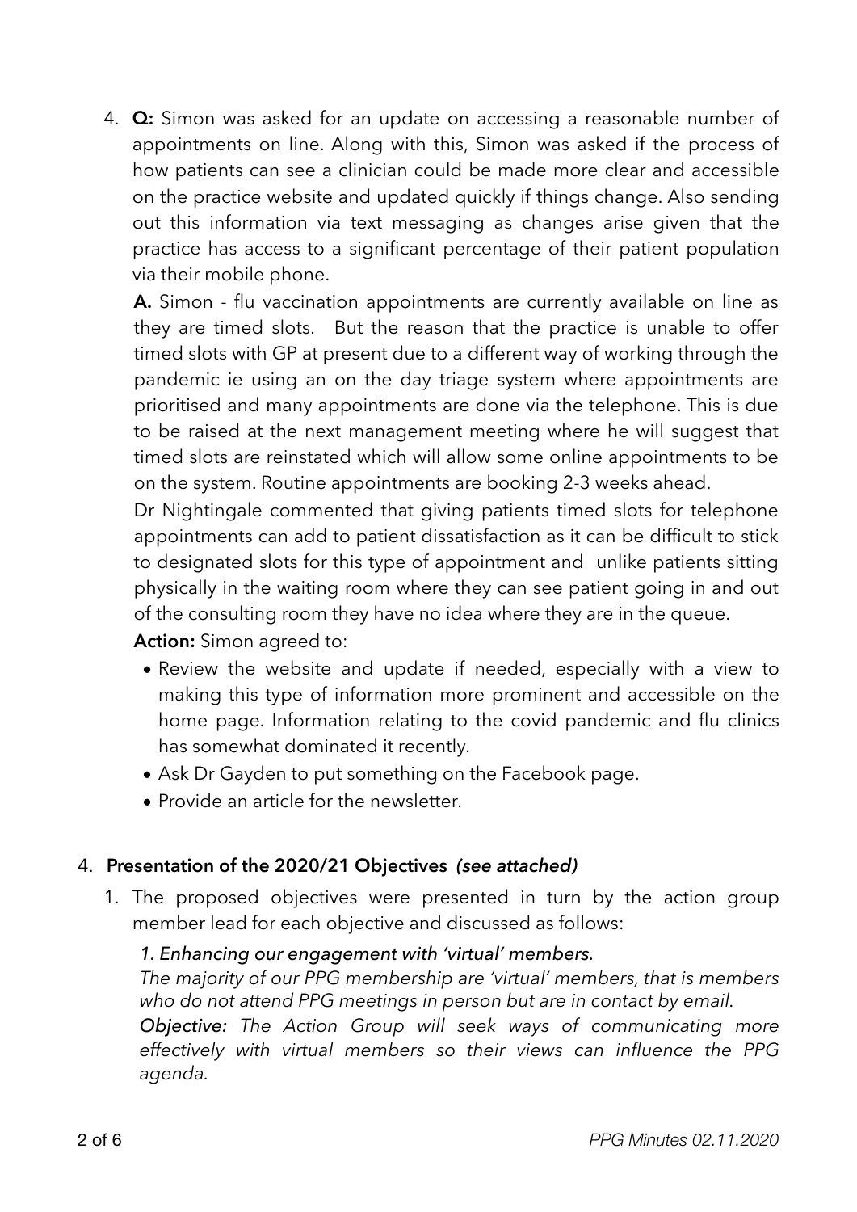4. **Q:** Simon was asked for an update on accessing a reasonable number of appointments on line. Along with this, Simon was asked if the process of how patients can see a clinician could be made more clear and accessible on the practice website and updated quickly if things change. Also sending out this information via text messaging as changes arise given that the practice has access to a significant percentage of their patient population via their mobile phone.

   **A.** Simon - flu vaccination appointments are currently available on line as they are timed slots. But the reason that the practice is unable to offer timed slots with GP at present due to a different way of working through the pandemic ie using an on the day triage system where appointments are prioritised and many appointments are done via the telephone. This is due to be raised at the next management meeting where he will suggest that timed slots are reinstated which will allow some online appointments to be on the system. Routine appointments are booking 2-3 weeks ahead.

   Dr Nightingale commented that giving patients timed slots for telephone appointments can add to patient dissatisfaction as it can be difficult to stick to designated slots for this type of appointment and unlike patients sitting physically in the waiting room where they can see patient going in and out of the consulting room they have no idea where they are in the queue.

   **Action:** Simon agreed to:

   - Review the website and update if needed, especially with a view to making this type of information more prominent and accessible on the home page. Information relating to the covid pandemic and flu clinics has somewhat dominated it recently.
   - Ask Dr Gayden to put something on the Facebook page.
   - Provide an article for the newsletter.

## 4. Presentation of the 2020/21 Objectives *(see attached)*

1. The proposed objectives were presented in turn by the action group member lead for each objective and discussed as follows:

   *1. Enhancing our engagement with 'virtual' members.*

   *The majority of our PPG membership are 'virtual' members, that is members who do not attend PPG meetings in person but are in contact by email.*

   ***Objective:*** *The Action Group will seek ways of communicating more effectively with virtual members so their views can influence the PPG agenda.*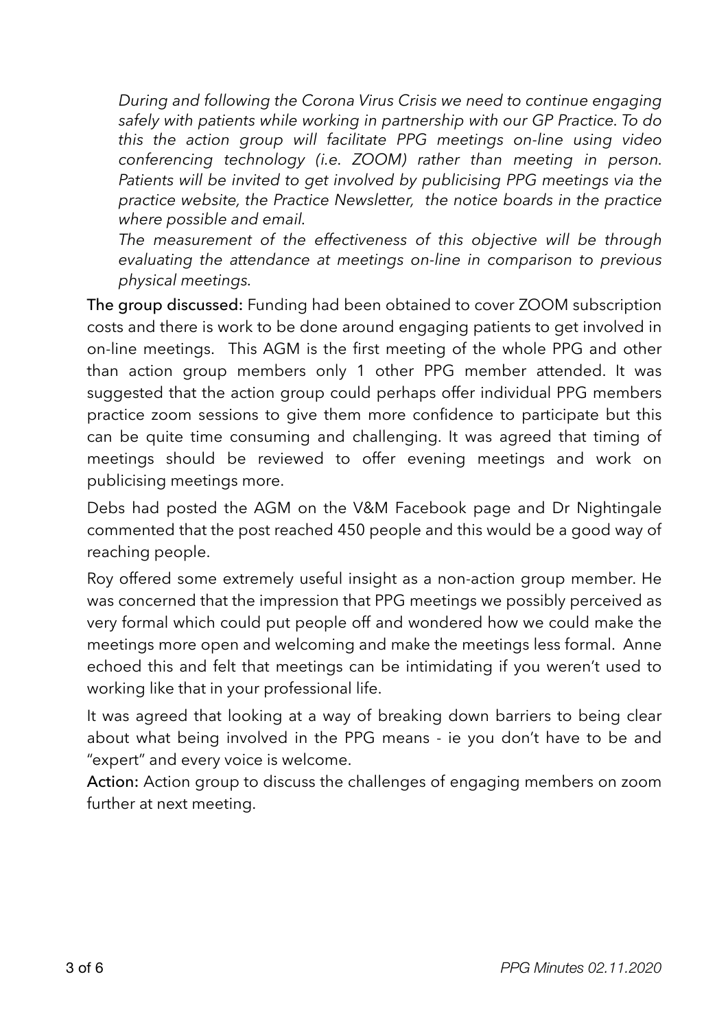*During and following the Corona Virus Crisis we need to continue engaging safely with patients while working in partnership with our GP Practice. To do this the action group will facilitate PPG meetings on-line using video conferencing technology (i.e. ZOOM) rather than meeting in person. Patients will be invited to get involved by publicising PPG meetings via the practice website, the Practice Newsletter, the notice boards in the practice where possible and email.*

*The measurement of the effectiveness of this objective will be through evaluating the attendance at meetings on-line in comparison to previous physical meetings.*

**The group discussed:** Funding had been obtained to cover ZOOM subscription costs and there is work to be done around engaging patients to get involved in on-line meetings. This AGM is the first meeting of the whole PPG and other than action group members only 1 other PPG member attended. It was suggested that the action group could perhaps offer individual PPG members practice zoom sessions to give them more confidence to participate but this can be quite time consuming and challenging. It was agreed that timing of meetings should be reviewed to offer evening meetings and work on publicising meetings more.

Debs had posted the AGM on the V&M Facebook page and Dr Nightingale commented that the post reached 450 people and this would be a good way of reaching people.

Roy offered some extremely useful insight as a non-action group member. He was concerned that the impression that PPG meetings we possibly perceived as very formal which could put people off and wondered how we could make the meetings more open and welcoming and make the meetings less formal. Anne echoed this and felt that meetings can be intimidating if you weren't used to working like that in your professional life.

It was agreed that looking at a way of breaking down barriers to being clear about what being involved in the PPG means - ie you don't have to be and "expert" and every voice is welcome.

**Action:** Action group to discuss the challenges of engaging members on zoom further at next meeting.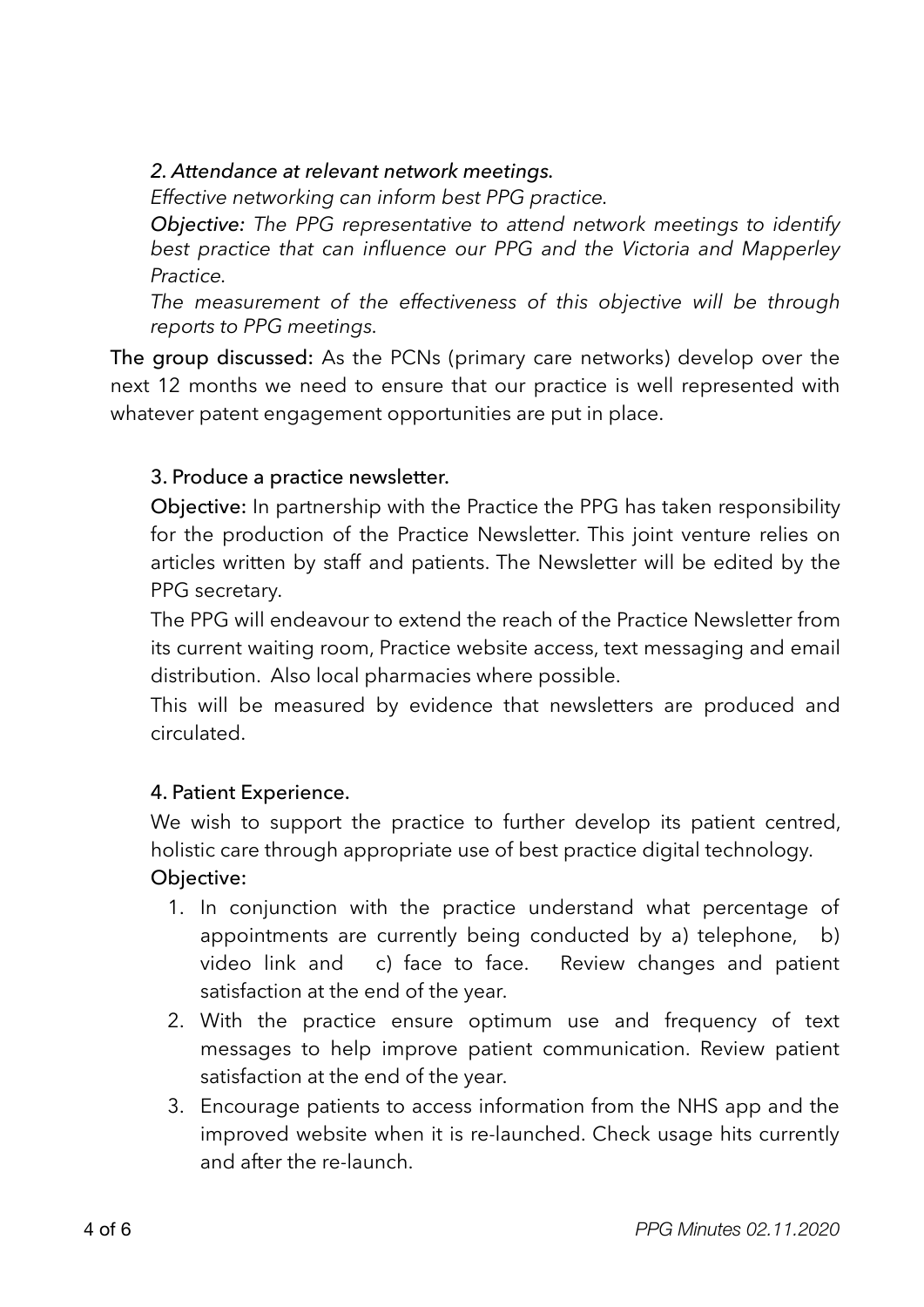*2. Attendance at relevant network meetings.*

*Effective networking can inform best PPG practice.*

***Objective:** The PPG representative to attend network meetings to identify best practice that can influence our PPG and the Victoria and Mapperley Practice.*

*The measurement of the effectiveness of this objective will be through reports to PPG meetings.*

**The group discussed:** As the PCNs (primary care networks) develop over the next 12 months we need to ensure that our practice is well represented with whatever patent engagement opportunities are put in place.

3. Produce a practice newsletter.

**Objective:** In partnership with the Practice the PPG has taken responsibility for the production of the Practice Newsletter. This joint venture relies on articles written by staff and patients. The Newsletter will be edited by the PPG secretary.

The PPG will endeavour to extend the reach of the Practice Newsletter from its current waiting room, Practice website access, text messaging and email distribution.  Also local pharmacies where possible.

This will be measured by evidence that newsletters are produced and circulated.

4. Patient Experience.

We wish to support the practice to further develop its patient centred, holistic care through appropriate use of best practice digital technology.

**Objective:**

1. In conjunction with the practice understand what percentage of appointments are currently being conducted by a) telephone, b) video link and c) face to face. Review changes and patient satisfaction at the end of the year.
2. With the practice ensure optimum use and frequency of text messages to help improve patient communication. Review patient satisfaction at the end of the year.
3. Encourage patients to access information from the NHS app and the improved website when it is re-launched. Check usage hits currently and after the re-launch.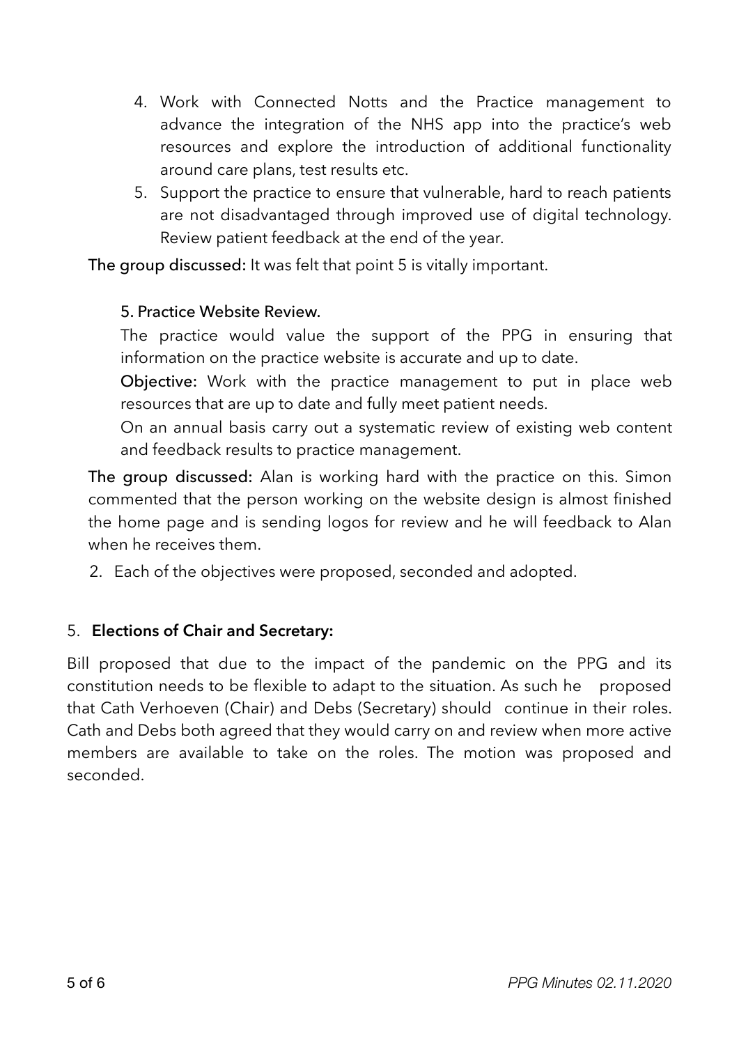4. Work with Connected Notts and the Practice management to advance the integration of the NHS app into the practice's web resources and explore the introduction of additional functionality around care plans, test results etc.
5. Support the practice to ensure that vulnerable, hard to reach patients are not disadvantaged through improved use of digital technology. Review patient feedback at the end of the year.

**The group discussed:** It was felt that point 5 is vitally important.

**5. Practice Website Review.**

The practice would value the support of the PPG in ensuring that information on the practice website is accurate and up to date.

**Objective:** Work with the practice management to put in place web resources that are up to date and fully meet patient needs.

On an annual basis carry out a systematic review of existing web content and feedback results to practice management.

**The group discussed:** Alan is working hard with the practice on this. Simon commented that the person working on the website design is almost finished the home page and is sending logos for review and he will feedback to Alan when he receives them.

2. Each of the objectives were proposed, seconded and adopted.

## 5. **Elections of Chair and Secretary:**

Bill proposed that due to the impact of the pandemic on the PPG and its constitution needs to be flexible to adapt to the situation. As such he proposed that Cath Verhoeven (Chair) and Debs (Secretary) should continue in their roles. Cath and Debs both agreed that they would carry on and review when more active members are available to take on the roles. The motion was proposed and seconded.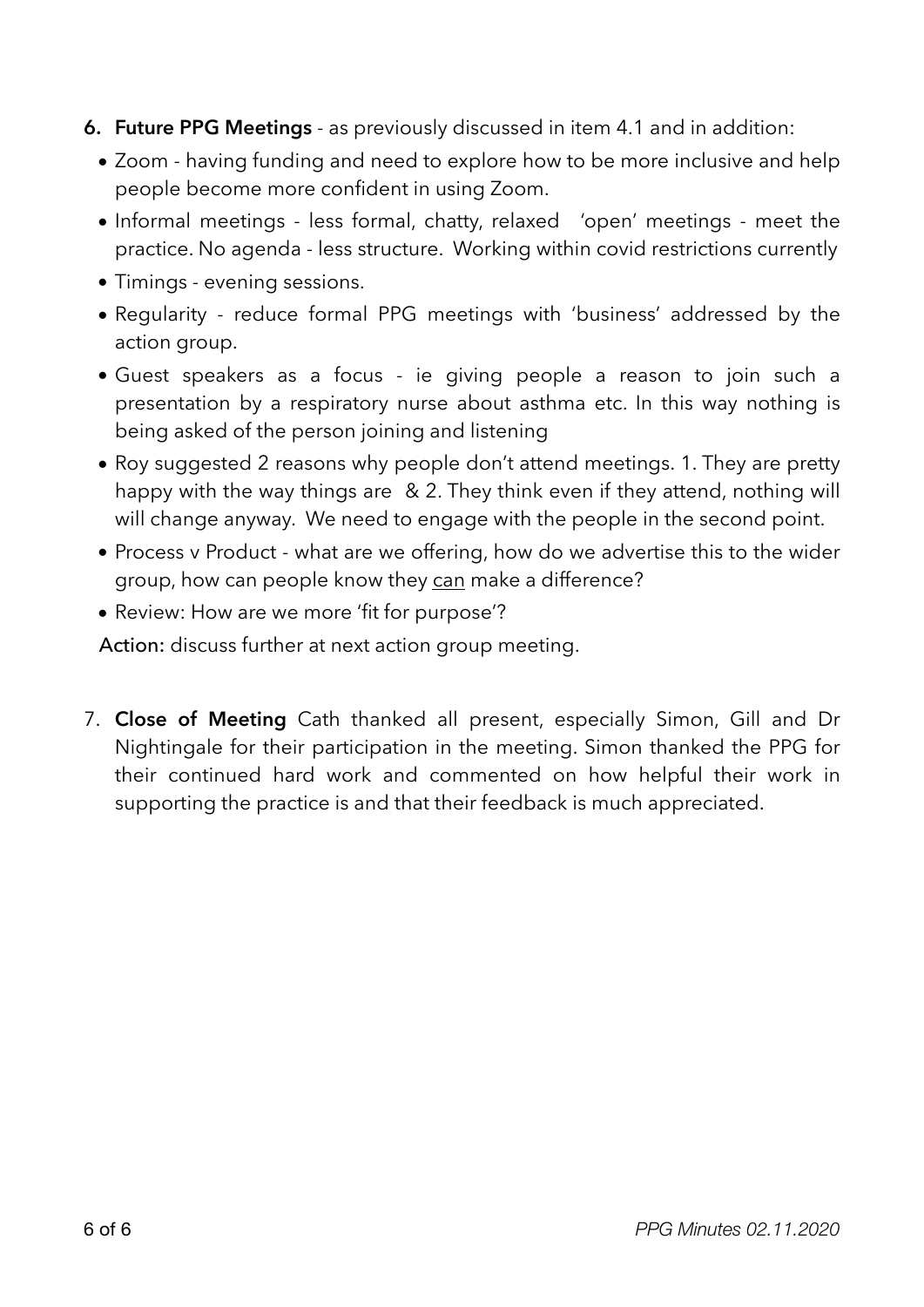6. **Future PPG Meetings** - as previously discussed in item 4.1 and in addition:
   - Zoom - having funding and need to explore how to be more inclusive and help people become more confident in using Zoom.
   - Informal meetings - less formal, chatty, relaxed 'open' meetings - meet the practice. No agenda - less structure. Working within covid restrictions currently
   - Timings - evening sessions.
   - Regularity - reduce formal PPG meetings with 'business' addressed by the action group.
   - Guest speakers as a focus - ie giving people a reason to join such a presentation by a respiratory nurse about asthma etc. In this way nothing is being asked of the person joining and listening
   - Roy suggested 2 reasons why people don't attend meetings. 1. They are pretty happy with the way things are & 2. They think even if they attend, nothing will will change anyway. We need to engage with the people in the second point.
   - Process v Product - what are we offering, how do we advertise this to the wider group, how can people know they can make a difference?
   - Review: How are we more 'fit for purpose'?

   **Action:** discuss further at next action group meeting.

7. **Close of Meeting** Cath thanked all present, especially Simon, Gill and Dr Nightingale for their participation in the meeting. Simon thanked the PPG for their continued hard work and commented on how helpful their work in supporting the practice is and that their feedback is much appreciated.